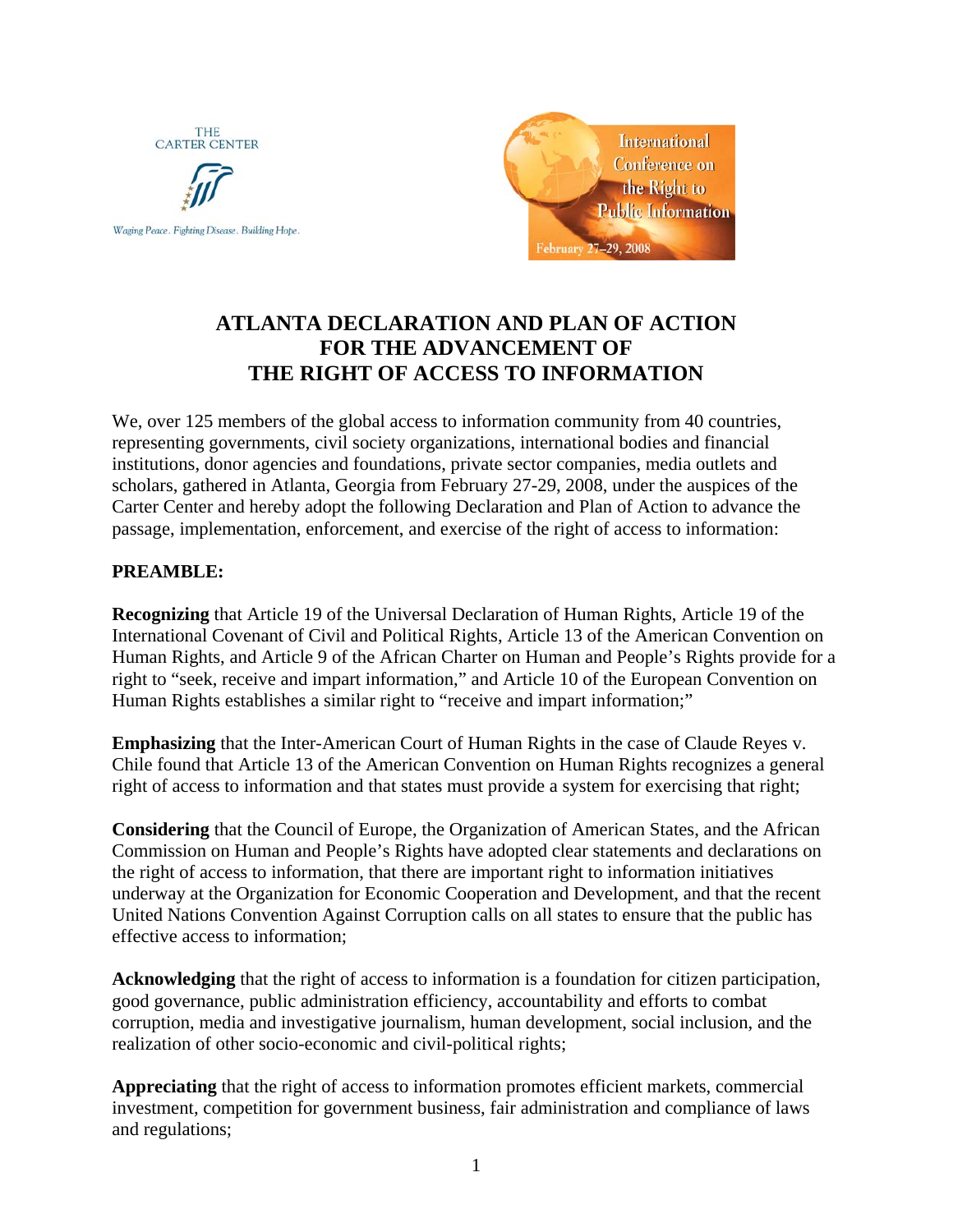THE CARTER CENTER

*Waging Peace. Fighting Disease. Building Hope.*

International Conference on the Right to Public Information

February 27–29, 2008

# ATLANTA DECLARATION AND PLAN OF ACTION FOR THE ADVANCEMENT OF THE RIGHT OF ACCESS TO INFORMATION

We, over 125 members of the global access to information community from 40 countries, representing governments, civil society organizations, international bodies and financial institutions, donor agencies and foundations, private sector companies, media outlets and scholars, gathered in Atlanta, Georgia from February 27-29, 2008, under the auspices of the Carter Center and hereby adopt the following Declaration and Plan of Action to advance the passage, implementation, enforcement, and exercise of the right of access to information:

**PREAMBLE:**

**Recognizing** that Article 19 of the Universal Declaration of Human Rights, Article 19 of the International Covenant of Civil and Political Rights, Article 13 of the American Convention on Human Rights, and Article 9 of the African Charter on Human and People's Rights provide for a right to "seek, receive and impart information," and Article 10 of the European Convention on Human Rights establishes a similar right to "receive and impart information;"

**Emphasizing** that the Inter-American Court of Human Rights in the case of Claude Reyes v. Chile found that Article 13 of the American Convention on Human Rights recognizes a general right of access to information and that states must provide a system for exercising that right;

**Considering** that the Council of Europe, the Organization of American States, and the African Commission on Human and People's Rights have adopted clear statements and declarations on the right of access to information, that there are important right to information initiatives underway at the Organization for Economic Cooperation and Development, and that the recent United Nations Convention Against Corruption calls on all states to ensure that the public has effective access to information;

**Acknowledging** that the right of access to information is a foundation for citizen participation, good governance, public administration efficiency, accountability and efforts to combat corruption, media and investigative journalism, human development, social inclusion, and the realization of other socio-economic and civil-political rights;

**Appreciating** that the right of access to information promotes efficient markets, commercial investment, competition for government business, fair administration and compliance of laws and regulations;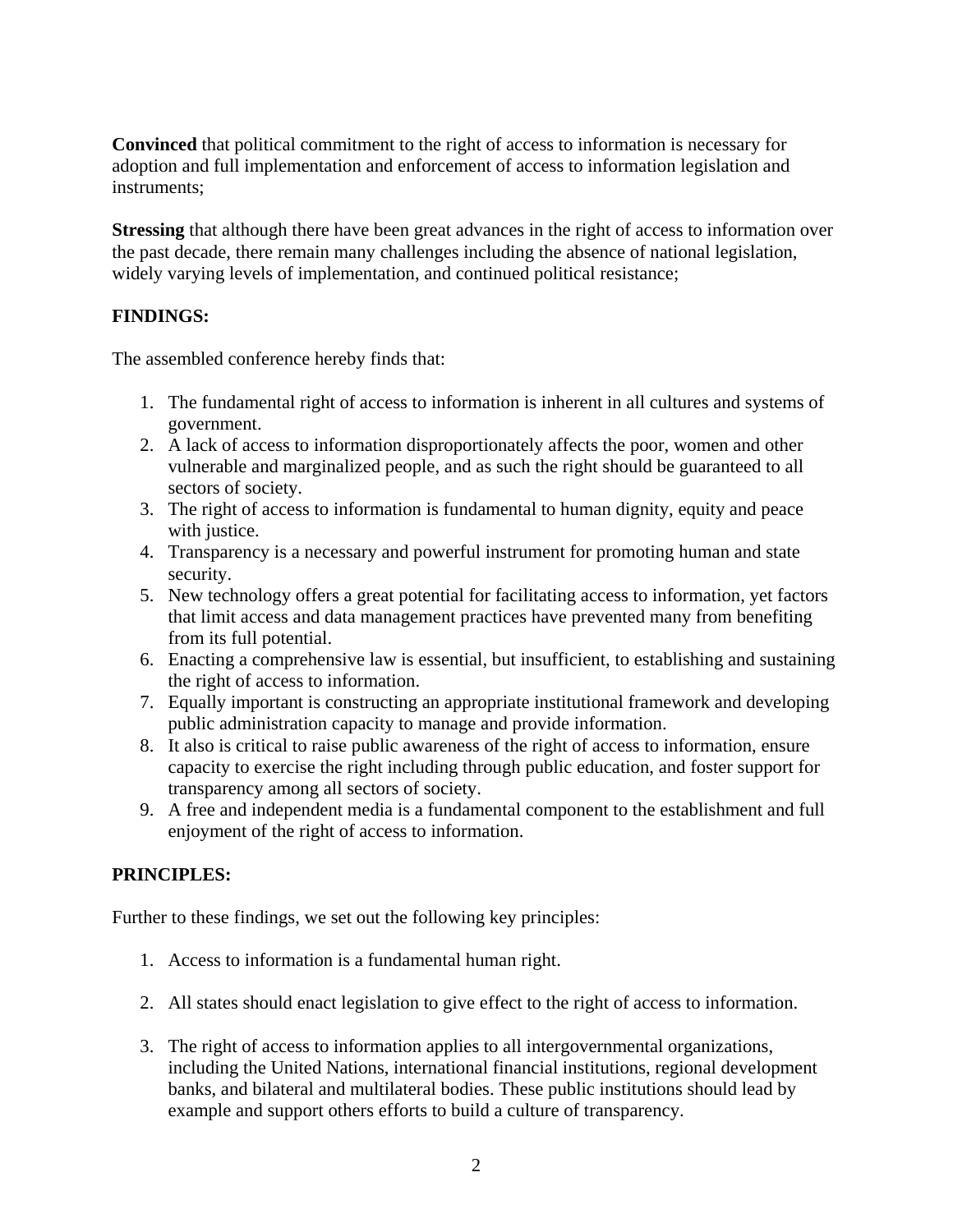**Convinced** that political commitment to the right of access to information is necessary for adoption and full implementation and enforcement of access to information legislation and instruments;

**Stressing** that although there have been great advances in the right of access to information over the past decade, there remain many challenges including the absence of national legislation, widely varying levels of implementation, and continued political resistance;

**FINDINGS:**

The assembled conference hereby finds that:

1. The fundamental right of access to information is inherent in all cultures and systems of government.
2. A lack of access to information disproportionately affects the poor, women and other vulnerable and marginalized people, and as such the right should be guaranteed to all sectors of society.
3. The right of access to information is fundamental to human dignity, equity and peace with justice.
4. Transparency is a necessary and powerful instrument for promoting human and state security.
5. New technology offers a great potential for facilitating access to information, yet factors that limit access and data management practices have prevented many from benefiting from its full potential.
6. Enacting a comprehensive law is essential, but insufficient, to establishing and sustaining the right of access to information.
7. Equally important is constructing an appropriate institutional framework and developing public administration capacity to manage and provide information.
8. It also is critical to raise public awareness of the right of access to information, ensure capacity to exercise the right including through public education, and foster support for transparency among all sectors of society.
9. A free and independent media is a fundamental component to the establishment and full enjoyment of the right of access to information.

**PRINCIPLES:**

Further to these findings, we set out the following key principles:

1. Access to information is a fundamental human right.

2. All states should enact legislation to give effect to the right of access to information.

3. The right of access to information applies to all intergovernmental organizations, including the United Nations, international financial institutions, regional development banks, and bilateral and multilateral bodies. These public institutions should lead by example and support others efforts to build a culture of transparency.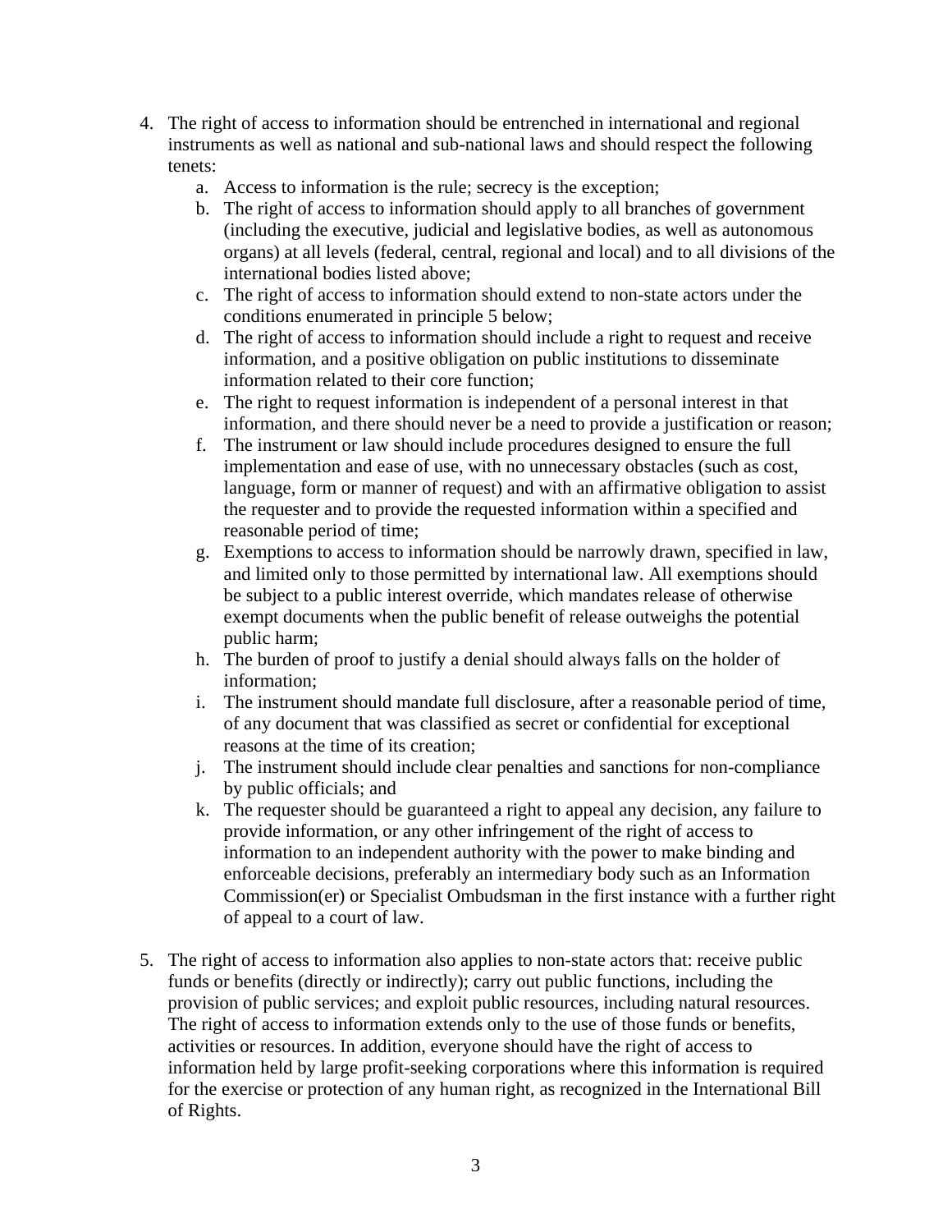4. The right of access to information should be entrenched in international and regional instruments as well as national and sub-national laws and should respect the following tenets:
    a. Access to information is the rule; secrecy is the exception;
    b. The right of access to information should apply to all branches of government (including the executive, judicial and legislative bodies, as well as autonomous organs) at all levels (federal, central, regional and local) and to all divisions of the international bodies listed above;
    c. The right of access to information should extend to non-state actors under the conditions enumerated in principle 5 below;
    d. The right of access to information should include a right to request and receive information, and a positive obligation on public institutions to disseminate information related to their core function;
    e. The right to request information is independent of a personal interest in that information, and there should never be a need to provide a justification or reason;
    f. The instrument or law should include procedures designed to ensure the full implementation and ease of use, with no unnecessary obstacles (such as cost, language, form or manner of request) and with an affirmative obligation to assist the requester and to provide the requested information within a specified and reasonable period of time;
    g. Exemptions to access to information should be narrowly drawn, specified in law, and limited only to those permitted by international law. All exemptions should be subject to a public interest override, which mandates release of otherwise exempt documents when the public benefit of release outweighs the potential public harm;
    h. The burden of proof to justify a denial should always falls on the holder of information;
    i. The instrument should mandate full disclosure, after a reasonable period of time, of any document that was classified as secret or confidential for exceptional reasons at the time of its creation;
    j. The instrument should include clear penalties and sanctions for non-compliance by public officials; and
    k. The requester should be guaranteed a right to appeal any decision, any failure to provide information, or any other infringement of the right of access to information to an independent authority with the power to make binding and enforceable decisions, preferably an intermediary body such as an Information Commission(er) or Specialist Ombudsman in the first instance with a further right of appeal to a court of law.

5. The right of access to information also applies to non-state actors that: receive public funds or benefits (directly or indirectly); carry out public functions, including the provision of public services; and exploit public resources, including natural resources. The right of access to information extends only to the use of those funds or benefits, activities or resources. In addition, everyone should have the right of access to information held by large profit-seeking corporations where this information is required for the exercise or protection of any human right, as recognized in the International Bill of Rights.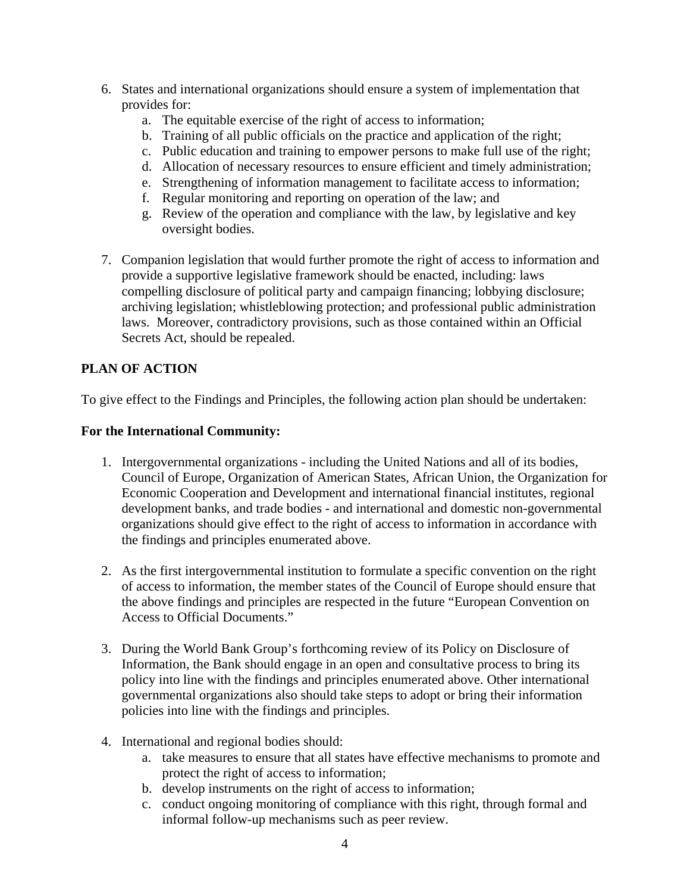6. States and international organizations should ensure a system of implementation that provides for:
    a. The equitable exercise of the right of access to information;
    b. Training of all public officials on the practice and application of the right;
    c. Public education and training to empower persons to make full use of the right;
    d. Allocation of necessary resources to ensure efficient and timely administration;
    e. Strengthening of information management to facilitate access to information;
    f. Regular monitoring and reporting on operation of the law; and
    g. Review of the operation and compliance with the law, by legislative and key oversight bodies.

7. Companion legislation that would further promote the right of access to information and provide a supportive legislative framework should be enacted, including: laws compelling disclosure of political party and campaign financing; lobbying disclosure; archiving legislation; whistleblowing protection; and professional public administration laws. Moreover, contradictory provisions, such as those contained within an Official Secrets Act, should be repealed.

**PLAN OF ACTION**

To give effect to the Findings and Principles, the following action plan should be undertaken:

**For the International Community:**

1. Intergovernmental organizations - including the United Nations and all of its bodies, Council of Europe, Organization of American States, African Union, the Organization for Economic Cooperation and Development and international financial institutes, regional development banks, and trade bodies - and international and domestic non-governmental organizations should give effect to the right of access to information in accordance with the findings and principles enumerated above.

2. As the first intergovernmental institution to formulate a specific convention on the right of access to information, the member states of the Council of Europe should ensure that the above findings and principles are respected in the future "European Convention on Access to Official Documents."

3. During the World Bank Group's forthcoming review of its Policy on Disclosure of Information, the Bank should engage in an open and consultative process to bring its policy into line with the findings and principles enumerated above. Other international governmental organizations also should take steps to adopt or bring their information policies into line with the findings and principles.

4. International and regional bodies should:
    a. take measures to ensure that all states have effective mechanisms to promote and protect the right of access to information;
    b. develop instruments on the right of access to information;
    c. conduct ongoing monitoring of compliance with this right, through formal and informal follow-up mechanisms such as peer review.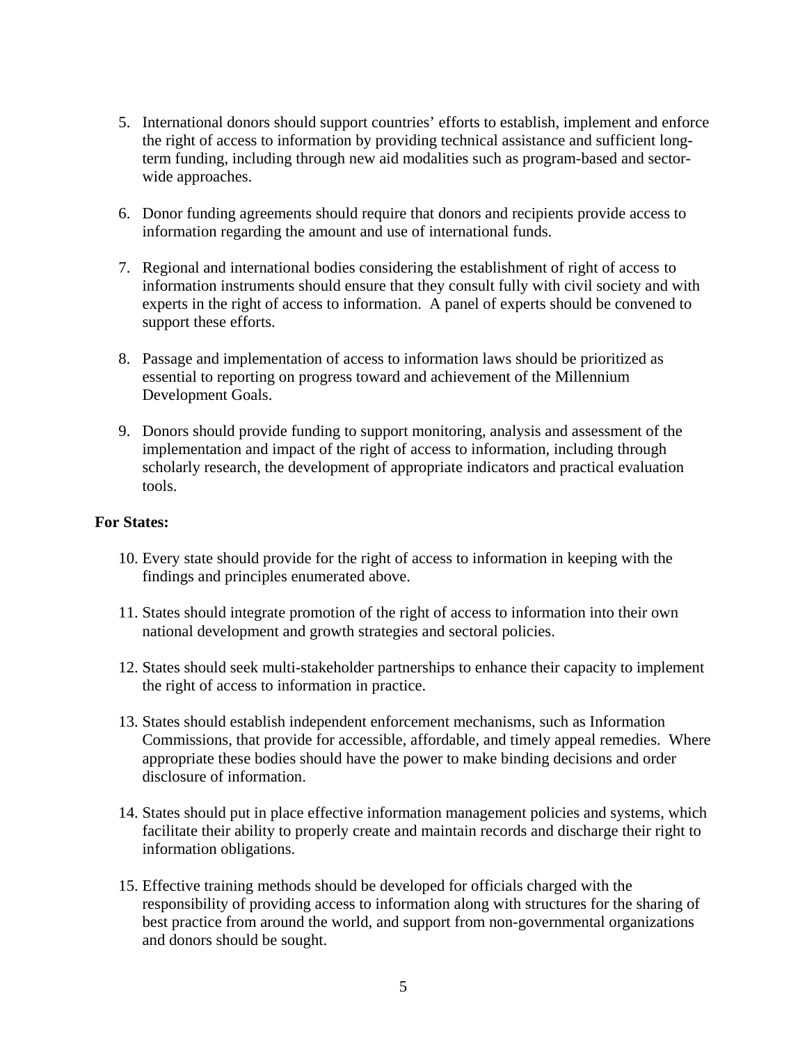5. International donors should support countries' efforts to establish, implement and enforce the right of access to information by providing technical assistance and sufficient long-term funding, including through new aid modalities such as program-based and sector-wide approaches.

6. Donor funding agreements should require that donors and recipients provide access to information regarding the amount and use of international funds.

7. Regional and international bodies considering the establishment of right of access to information instruments should ensure that they consult fully with civil society and with experts in the right of access to information. A panel of experts should be convened to support these efforts.

8. Passage and implementation of access to information laws should be prioritized as essential to reporting on progress toward and achievement of the Millennium Development Goals.

9. Donors should provide funding to support monitoring, analysis and assessment of the implementation and impact of the right of access to information, including through scholarly research, the development of appropriate indicators and practical evaluation tools.

**For States:**

10. Every state should provide for the right of access to information in keeping with the findings and principles enumerated above.

11. States should integrate promotion of the right of access to information into their own national development and growth strategies and sectoral policies.

12. States should seek multi-stakeholder partnerships to enhance their capacity to implement the right of access to information in practice.

13. States should establish independent enforcement mechanisms, such as Information Commissions, that provide for accessible, affordable, and timely appeal remedies. Where appropriate these bodies should have the power to make binding decisions and order disclosure of information.

14. States should put in place effective information management policies and systems, which facilitate their ability to properly create and maintain records and discharge their right to information obligations.

15. Effective training methods should be developed for officials charged with the responsibility of providing access to information along with structures for the sharing of best practice from around the world, and support from non-governmental organizations and donors should be sought.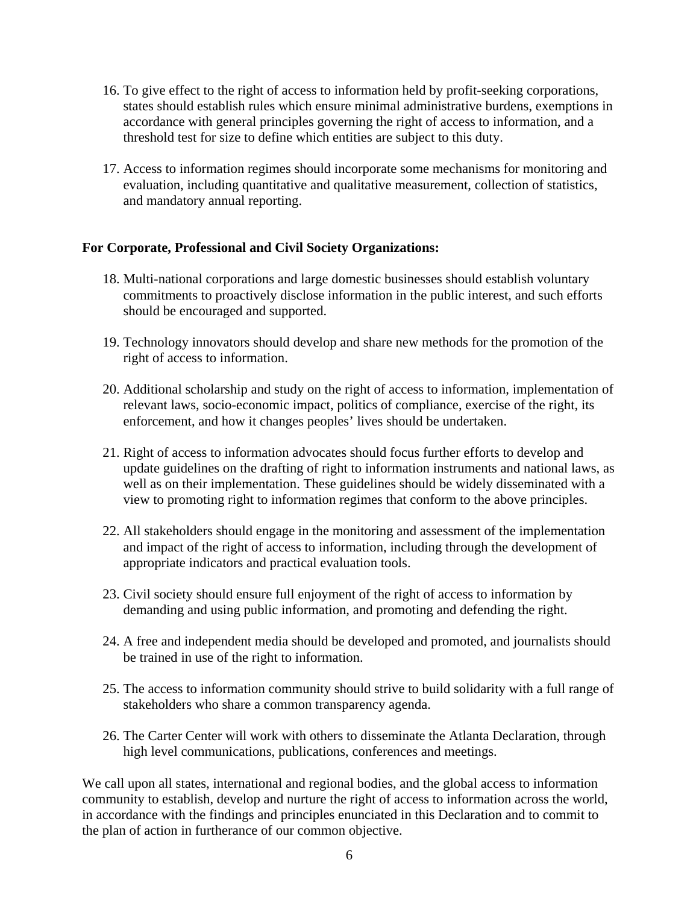16. To give effect to the right of access to information held by profit-seeking corporations, states should establish rules which ensure minimal administrative burdens, exemptions in accordance with general principles governing the right of access to information, and a threshold test for size to define which entities are subject to this duty.

17. Access to information regimes should incorporate some mechanisms for monitoring and evaluation, including quantitative and qualitative measurement, collection of statistics, and mandatory annual reporting.

**For Corporate, Professional and Civil Society Organizations:**

18. Multi-national corporations and large domestic businesses should establish voluntary commitments to proactively disclose information in the public interest, and such efforts should be encouraged and supported.

19. Technology innovators should develop and share new methods for the promotion of the right of access to information.

20. Additional scholarship and study on the right of access to information, implementation of relevant laws, socio-economic impact, politics of compliance, exercise of the right, its enforcement, and how it changes peoples' lives should be undertaken.

21. Right of access to information advocates should focus further efforts to develop and update guidelines on the drafting of right to information instruments and national laws, as well as on their implementation. These guidelines should be widely disseminated with a view to promoting right to information regimes that conform to the above principles.

22. All stakeholders should engage in the monitoring and assessment of the implementation and impact of the right of access to information, including through the development of appropriate indicators and practical evaluation tools.

23. Civil society should ensure full enjoyment of the right of access to information by demanding and using public information, and promoting and defending the right.

24. A free and independent media should be developed and promoted, and journalists should be trained in use of the right to information.

25. The access to information community should strive to build solidarity with a full range of stakeholders who share a common transparency agenda.

26. The Carter Center will work with others to disseminate the Atlanta Declaration, through high level communications, publications, conferences and meetings.

We call upon all states, international and regional bodies, and the global access to information community to establish, develop and nurture the right of access to information across the world, in accordance with the findings and principles enunciated in this Declaration and to commit to the plan of action in furtherance of our common objective.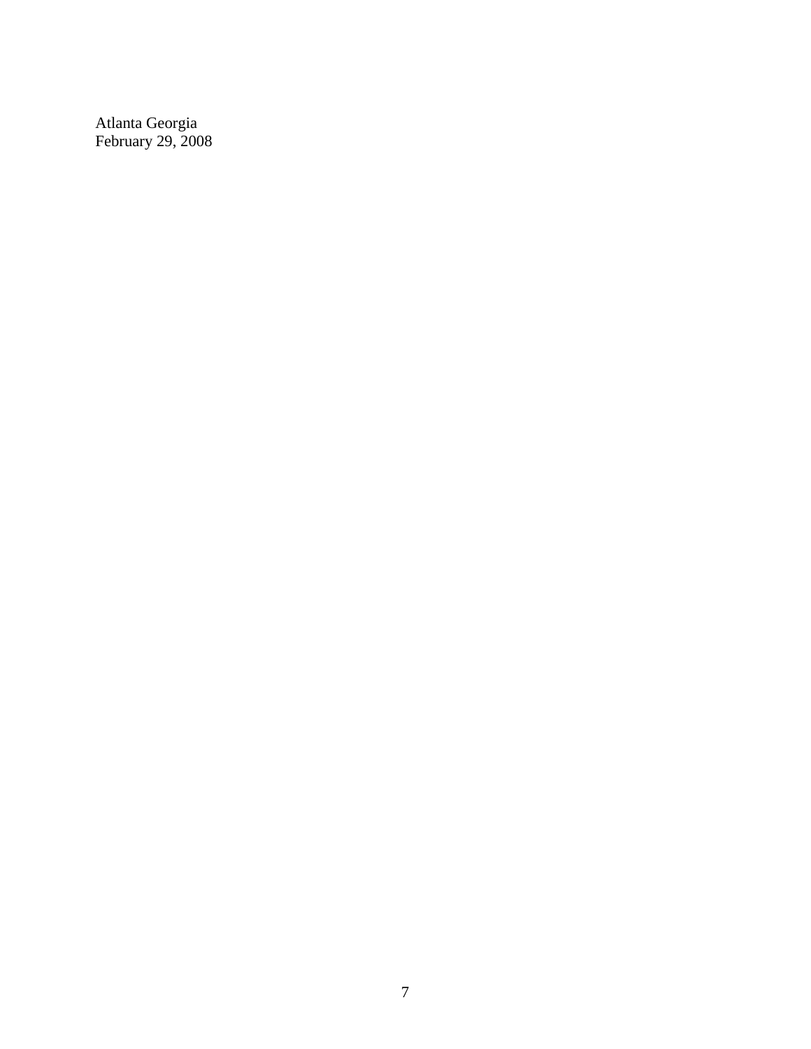Atlanta Georgia
February 29, 2008